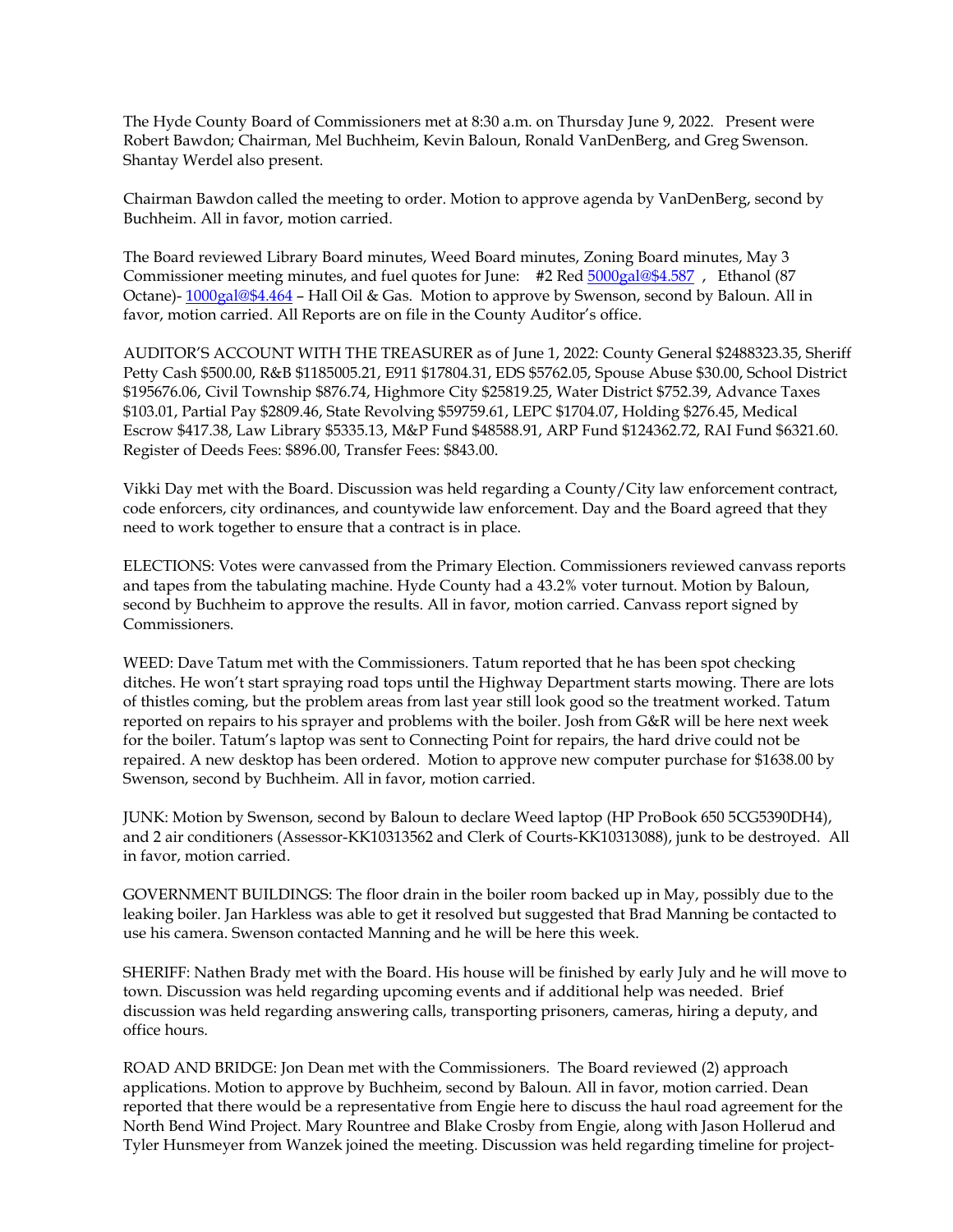The Hyde County Board of Commissioners met at 8:30 a.m. on Thursday June 9, 2022. Present were Robert Bawdon; Chairman, Mel Buchheim, Kevin Baloun, Ronald VanDenBerg, and Greg Swenson. Shantay Werdel also present.

Chairman Bawdon called the meeting to order. Motion to approve agenda by VanDenBerg, second by Buchheim. All in favor, motion carried.

The Board reviewed Library Board minutes, Weed Board minutes, Zoning Board minutes, May 3 Commissioner meeting minutes, and fuel quotes for June: #2 Red 5000gal@$4.587 , Ethanol (87 Octane)- 1000gal@$4.464 – Hall Oil & Gas. Motion to approve by Swenson, second by Baloun. All in favor, motion carried. All Reports are on file in the County Auditor's office.

AUDITOR'S ACCOUNT WITH THE TREASURER as of June 1, 2022: County General $2488323.35, Sheriff Petty Cash $500.00, R&B $1185005.21, E911 $17804.31, EDS $5762.05, Spouse Abuse $30.00, School District $195676.06, Civil Township $876.74, Highmore City $25819.25, Water District $752.39, Advance Taxes $103.01, Partial Pay $2809.46, State Revolving $59759.61, LEPC $1704.07, Holding $276.45, Medical Escrow $417.38, Law Library $5335.13, M&P Fund $48588.91, ARP Fund $124362.72, RAI Fund $6321.60. Register of Deeds Fees: $896.00, Transfer Fees: $843.00.

Vikki Day met with the Board. Discussion was held regarding a County/City law enforcement contract, code enforcers, city ordinances, and countywide law enforcement. Day and the Board agreed that they need to work together to ensure that a contract is in place.

ELECTIONS: Votes were canvassed from the Primary Election. Commissioners reviewed canvass reports and tapes from the tabulating machine. Hyde County had a 43.2% voter turnout. Motion by Baloun, second by Buchheim to approve the results. All in favor, motion carried. Canvass report signed by Commissioners.

WEED: Dave Tatum met with the Commissioners. Tatum reported that he has been spot checking ditches. He won't start spraying road tops until the Highway Department starts mowing. There are lots of thistles coming, but the problem areas from last year still look good so the treatment worked. Tatum reported on repairs to his sprayer and problems with the boiler. Josh from G&R will be here next week for the boiler. Tatum's laptop was sent to Connecting Point for repairs, the hard drive could not be repaired. A new desktop has been ordered. Motion to approve new computer purchase for $1638.00 by Swenson, second by Buchheim. All in favor, motion carried.

JUNK: Motion by Swenson, second by Baloun to declare Weed laptop (HP ProBook 650 5CG5390DH4), and 2 air conditioners (Assessor-KK10313562 and Clerk of Courts-KK10313088), junk to be destroyed. All in favor, motion carried.

GOVERNMENT BUILDINGS: The floor drain in the boiler room backed up in May, possibly due to the leaking boiler. Jan Harkless was able to get it resolved but suggested that Brad Manning be contacted to use his camera. Swenson contacted Manning and he will be here this week.

SHERIFF: Nathen Brady met with the Board. His house will be finished by early July and he will move to town. Discussion was held regarding upcoming events and if additional help was needed. Brief discussion was held regarding answering calls, transporting prisoners, cameras, hiring a deputy, and office hours.

ROAD AND BRIDGE: Jon Dean met with the Commissioners. The Board reviewed (2) approach applications. Motion to approve by Buchheim, second by Baloun. All in favor, motion carried. Dean reported that there would be a representative from Engie here to discuss the haul road agreement for the North Bend Wind Project. Mary Rountree and Blake Crosby from Engie, along with Jason Hollerud and Tyler Hunsmeyer from Wanzek joined the meeting. Discussion was held regarding timeline for project-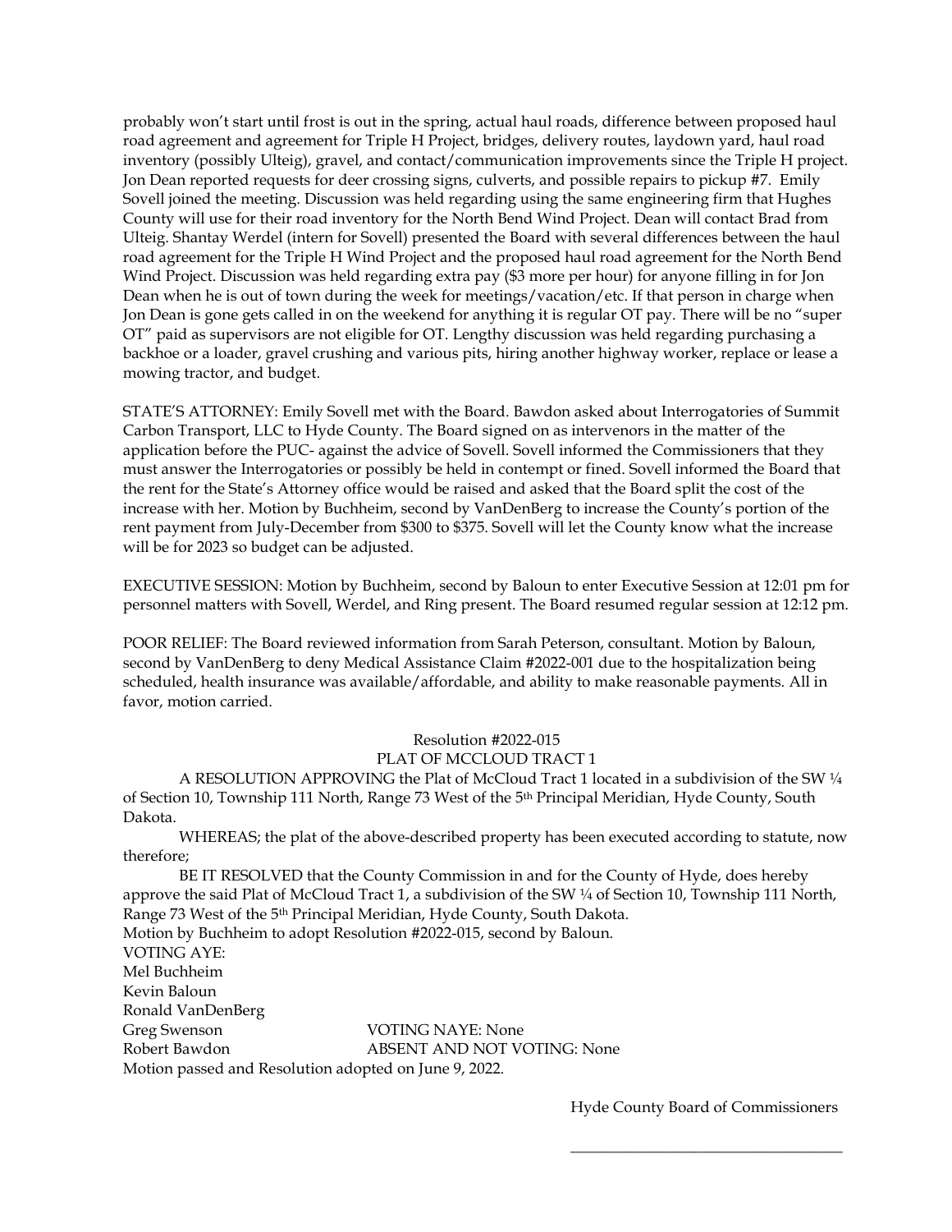probably won't start until frost is out in the spring, actual haul roads, difference between proposed haul road agreement and agreement for Triple H Project, bridges, delivery routes, laydown yard, haul road inventory (possibly Ulteig), gravel, and contact/communication improvements since the Triple H project. Jon Dean reported requests for deer crossing signs, culverts, and possible repairs to pickup #7. Emily Sovell joined the meeting. Discussion was held regarding using the same engineering firm that Hughes County will use for their road inventory for the North Bend Wind Project. Dean will contact Brad from Ulteig. Shantay Werdel (intern for Sovell) presented the Board with several differences between the haul road agreement for the Triple H Wind Project and the proposed haul road agreement for the North Bend Wind Project. Discussion was held regarding extra pay ($3 more per hour) for anyone filling in for Jon Dean when he is out of town during the week for meetings/vacation/etc. If that person in charge when Jon Dean is gone gets called in on the weekend for anything it is regular OT pay. There will be no "super OT" paid as supervisors are not eligible for OT. Lengthy discussion was held regarding purchasing a backhoe or a loader, gravel crushing and various pits, hiring another highway worker, replace or lease a mowing tractor, and budget.

STATE'S ATTORNEY: Emily Sovell met with the Board. Bawdon asked about Interrogatories of Summit Carbon Transport, LLC to Hyde County. The Board signed on as intervenors in the matter of the application before the PUC- against the advice of Sovell. Sovell informed the Commissioners that they must answer the Interrogatories or possibly be held in contempt or fined. Sovell informed the Board that the rent for the State's Attorney office would be raised and asked that the Board split the cost of the increase with her. Motion by Buchheim, second by VanDenBerg to increase the County's portion of the rent payment from July-December from $300 to $375. Sovell will let the County know what the increase will be for 2023 so budget can be adjusted.

EXECUTIVE SESSION: Motion by Buchheim, second by Baloun to enter Executive Session at 12:01 pm for personnel matters with Sovell, Werdel, and Ring present. The Board resumed regular session at 12:12 pm.

POOR RELIEF: The Board reviewed information from Sarah Peterson, consultant. Motion by Baloun, second by VanDenBerg to deny Medical Assistance Claim #2022-001 due to the hospitalization being scheduled, health insurance was available/affordable, and ability to make reasonable payments. All in favor, motion carried.

Resolution #2022-015

PLAT OF MCCLOUD TRACT 1

A RESOLUTION APPROVING the Plat of McCloud Tract 1 located in a subdivision of the SW ¼ of Section 10, Township 111 North, Range 73 West of the 5th Principal Meridian, Hyde County, South Dakota.

WHEREAS; the plat of the above-described property has been executed according to statute, now therefore;

BE IT RESOLVED that the County Commission in and for the County of Hyde, does hereby approve the said Plat of McCloud Tract 1, a subdivision of the SW ¼ of Section 10, Township 111 North, Range 73 West of the 5th Principal Meridian, Hyde County, South Dakota.

Motion by Buchheim to adopt Resolution #2022-015, second by Baloun.

VOTING AYE:
Mel Buchheim
Kevin Baloun
Ronald VanDenBerg
Greg Swenson
Robert Bawdon

VOTING NAYE: None
ABSENT AND NOT VOTING: None

Motion passed and Resolution adopted on June 9, 2022.

Hyde County Board of Commissioners

\_\_\_\_\_\_\_\_\_\_\_\_\_\_\_\_\_\_\_\_\_\_\_\_\_\_\_\_\_\_\_\_\_\_\_\_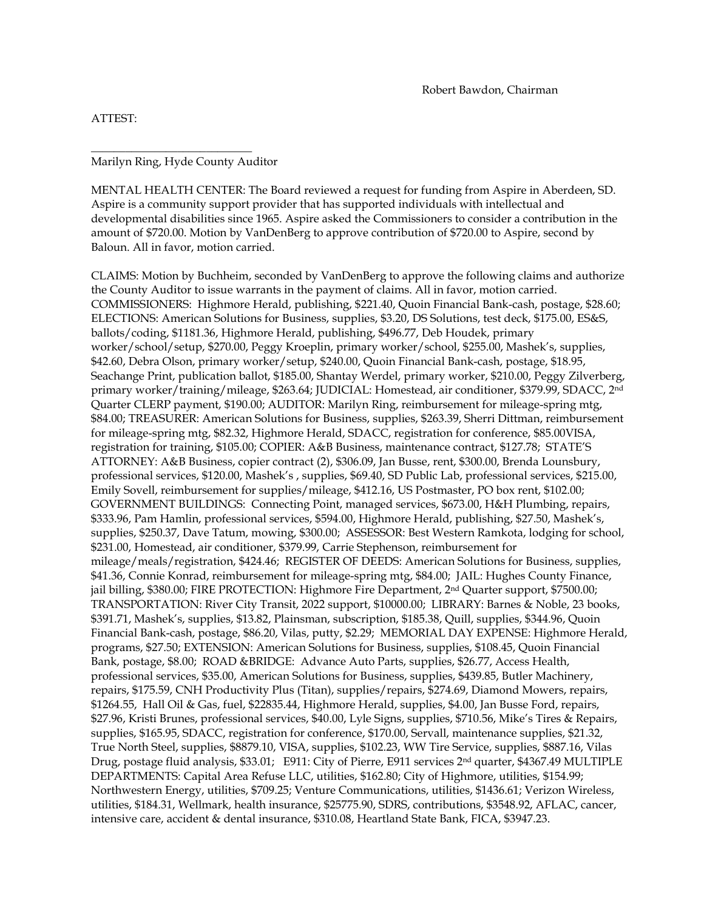Robert Bawdon, Chairman

ATTEST:

\_\_\_\_\_\_\_\_\_\_\_\_\_\_\_\_\_\_\_\_\_\_\_\_\_\_\_\_

Marilyn Ring, Hyde County Auditor

MENTAL HEALTH CENTER: The Board reviewed a request for funding from Aspire in Aberdeen, SD. Aspire is a community support provider that has supported individuals with intellectual and developmental disabilities since 1965. Aspire asked the Commissioners to consider a contribution in the amount of $720.00. Motion by VanDenBerg to approve contribution of $720.00 to Aspire, second by Baloun. All in favor, motion carried.

CLAIMS: Motion by Buchheim, seconded by VanDenBerg to approve the following claims and authorize the County Auditor to issue warrants in the payment of claims. All in favor, motion carried. COMMISSIONERS: Highmore Herald, publishing, $221.40, Quoin Financial Bank-cash, postage, $28.60; ELECTIONS: American Solutions for Business, supplies, $3.20, DS Solutions, test deck, $175.00, ES&S, ballots/coding, $1181.36, Highmore Herald, publishing, $496.77, Deb Houdek, primary worker/school/setup, $270.00, Peggy Kroeplin, primary worker/school, $255.00, Mashek's, supplies, $42.60, Debra Olson, primary worker/setup, $240.00, Quoin Financial Bank-cash, postage, $18.95, Seachange Print, publication ballot, $185.00, Shantay Werdel, primary worker, $210.00, Peggy Zilverberg, primary worker/training/mileage, $263.64; JUDICIAL: Homestead, air conditioner, $379.99, SDACC, 2nd Quarter CLERP payment, $190.00; AUDITOR: Marilyn Ring, reimbursement for mileage-spring mtg, $84.00; TREASURER: American Solutions for Business, supplies, $263.39, Sherri Dittman, reimbursement for mileage-spring mtg, $82.32, Highmore Herald, SDACC, registration for conference, $85.00VISA, registration for training, $105.00; COPIER: A&B Business, maintenance contract, $127.78; STATE'S ATTORNEY: A&B Business, copier contract (2), $306.09, Jan Busse, rent, $300.00, Brenda Lounsbury, professional services, $120.00, Mashek's , supplies, $69.40, SD Public Lab, professional services, $215.00, Emily Sovell, reimbursement for supplies/mileage, $412.16, US Postmaster, PO box rent, $102.00; GOVERNMENT BUILDINGS: Connecting Point, managed services, $673.00, H&H Plumbing, repairs, $333.96, Pam Hamlin, professional services, $594.00, Highmore Herald, publishing, $27.50, Mashek's, supplies, $250.37, Dave Tatum, mowing, $300.00; ASSESSOR: Best Western Ramkota, lodging for school, $231.00, Homestead, air conditioner, $379.99, Carrie Stephenson, reimbursement for mileage/meals/registration, $424.46; REGISTER OF DEEDS: American Solutions for Business, supplies, $41.36, Connie Konrad, reimbursement for mileage-spring mtg, $84.00; JAIL: Hughes County Finance, jail billing, $380.00; FIRE PROTECTION: Highmore Fire Department, 2nd Quarter support, $7500.00; TRANSPORTATION: River City Transit, 2022 support, $10000.00; LIBRARY: Barnes & Noble, 23 books, $391.71, Mashek's, supplies, $13.82, Plainsman, subscription, $185.38, Quill, supplies, $344.96, Quoin Financial Bank-cash, postage, $86.20, Vilas, putty, $2.29; MEMORIAL DAY EXPENSE: Highmore Herald, programs, $27.50; EXTENSION: American Solutions for Business, supplies, $108.45, Quoin Financial Bank, postage, $8.00; ROAD &BRIDGE: Advance Auto Parts, supplies, $26.77, Access Health, professional services, $35.00, American Solutions for Business, supplies, $439.85, Butler Machinery, repairs, $175.59, CNH Productivity Plus (Titan), supplies/repairs, $274.69, Diamond Mowers, repairs, $1264.55, Hall Oil & Gas, fuel, $22835.44, Highmore Herald, supplies, $4.00, Jan Busse Ford, repairs, $27.96, Kristi Brunes, professional services, $40.00, Lyle Signs, supplies, $710.56, Mike's Tires & Repairs, supplies, $165.95, SDACC, registration for conference, $170.00, Servall, maintenance supplies, $21.32, True North Steel, supplies, $8879.10, VISA, supplies, $102.23, WW Tire Service, supplies, $887.16, Vilas Drug, postage fluid analysis, $33.01; E911: City of Pierre, E911 services 2nd quarter, $4367.49 MULTIPLE DEPARTMENTS: Capital Area Refuse LLC, utilities, $162.80; City of Highmore, utilities, $154.99; Northwestern Energy, utilities, $709.25; Venture Communications, utilities, $1436.61; Verizon Wireless, utilities, $184.31, Wellmark, health insurance, $25775.90, SDRS, contributions, $3548.92, AFLAC, cancer, intensive care, accident & dental insurance, $310.08, Heartland State Bank, FICA, $3947.23.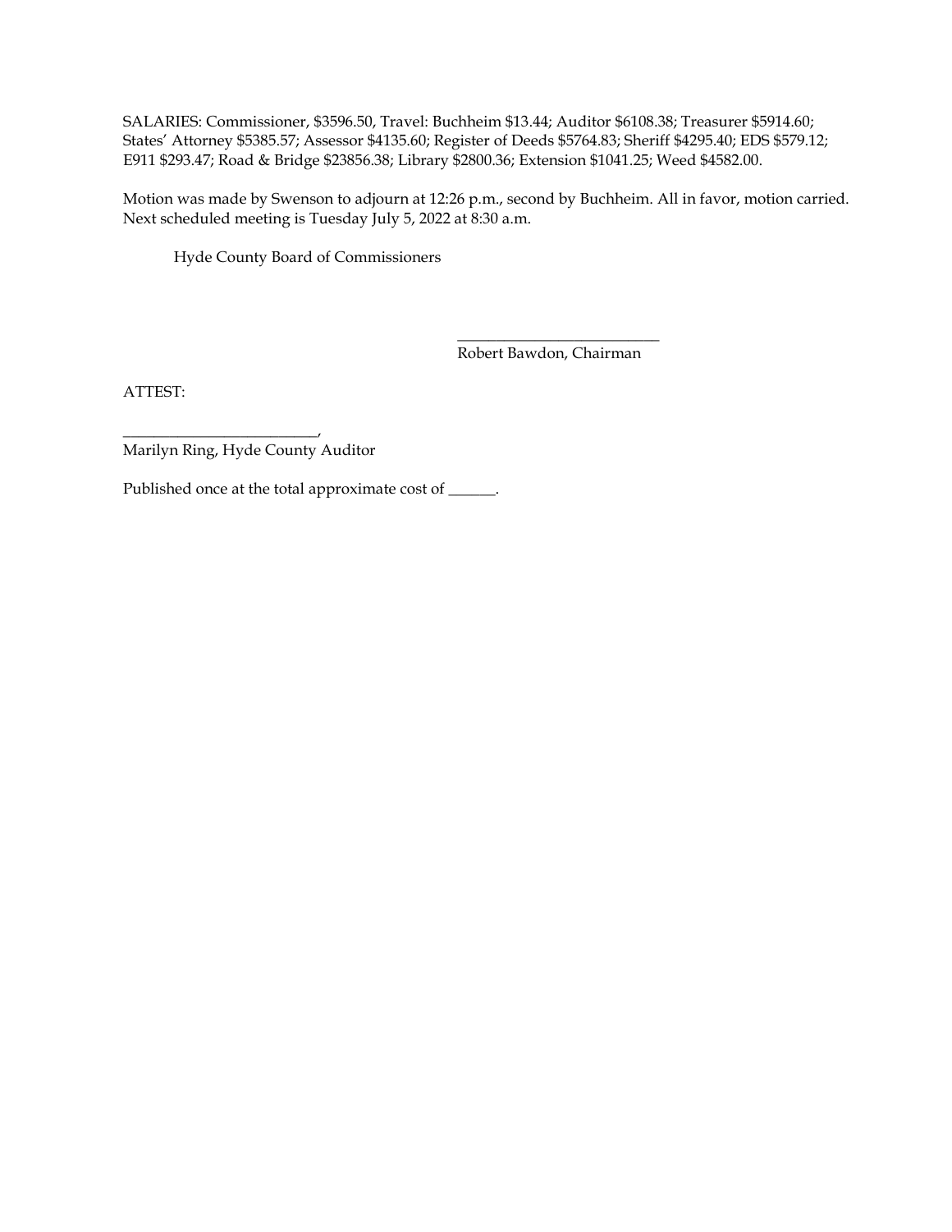SALARIES: Commissioner, $3596.50, Travel: Buchheim $13.44; Auditor $6108.38; Treasurer $5914.60; States' Attorney $5385.57; Assessor $4135.60; Register of Deeds $5764.83; Sheriff $4295.40; EDS $579.12; E911 $293.47; Road & Bridge $23856.38; Library $2800.36; Extension $1041.25; Weed $4582.00.

Motion was made by Swenson to adjourn at 12:26 p.m., second by Buchheim. All in favor, motion carried. Next scheduled meeting is Tuesday July 5, 2022 at 8:30 a.m.

Hyde County Board of Commissioners

\_\_\_\_\_\_\_\_\_\_\_\_\_\_\_\_\_\_\_\_\_\_\_\_\_\_

Robert Bawdon, Chairman

ATTEST:

\_\_\_\_\_\_\_\_\_\_\_\_\_\_\_\_\_\_\_\_\_\_\_\_\_,

Marilyn Ring, Hyde County Auditor

Published once at the total approximate cost of \_\_\_\_\_\_.